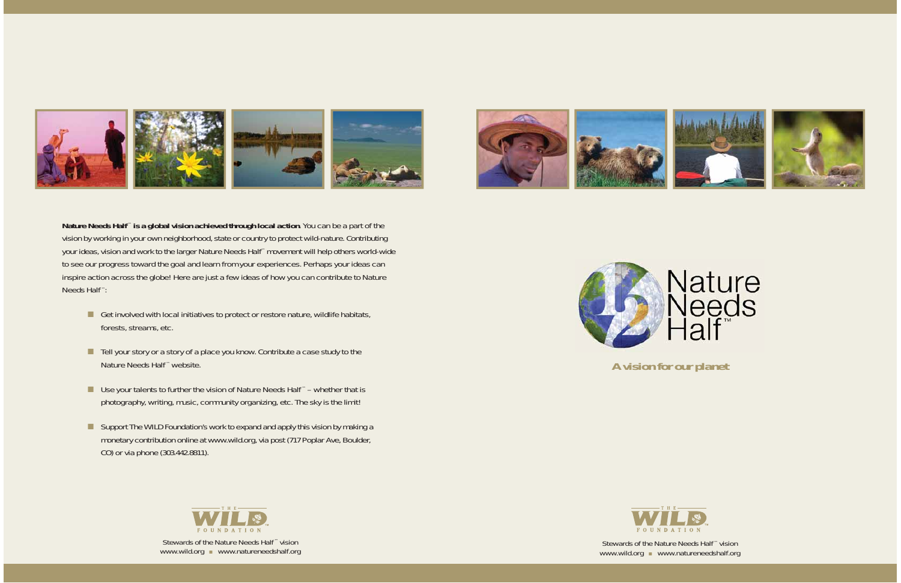**Nature Needs Half™ is a global vision achieved through local action**. You can be a part of the vision by working in your own neighborhood, state or country to protect wild-nature. Contributing your ideas, vision and work to the larger Nature Needs Half™ movement will help others world-wide to see our progress toward the goal and learn from your experiences. Perhaps your ideas can inspire action across the globe! Here are just a few ideas of how you can contribute to Nature Needs Half™:

- Get involved with local initiatives to protect or restore nature, wildlife habitats, forests, streams, etc.
- Tell your story or a story of a place you know. Contribute a case study to the Nature Needs Half™ website.
- Use your talents to further the vision of Nature Needs Half™ – whether that is photography, writing, music, community organizing, etc. The sky is the limit!
- Support The WILD Foundation's work to expand and apply this vision by making a monetary contribution online at www.wild.org, via post (717 Poplar Ave, Boulder, CO) or via phone (303.442.8811).

THE WILD FOUNDATION

Stewards of the Nature Needs Half™ vision
www.wild.org ■ www.natureneedshalf.org

# Nature Needs Half™

**A vision for our planet**

THE WILD FOUNDATION

Stewards of the Nature Needs Half™ vision
www.wild.org ■ www.natureneedshalf.org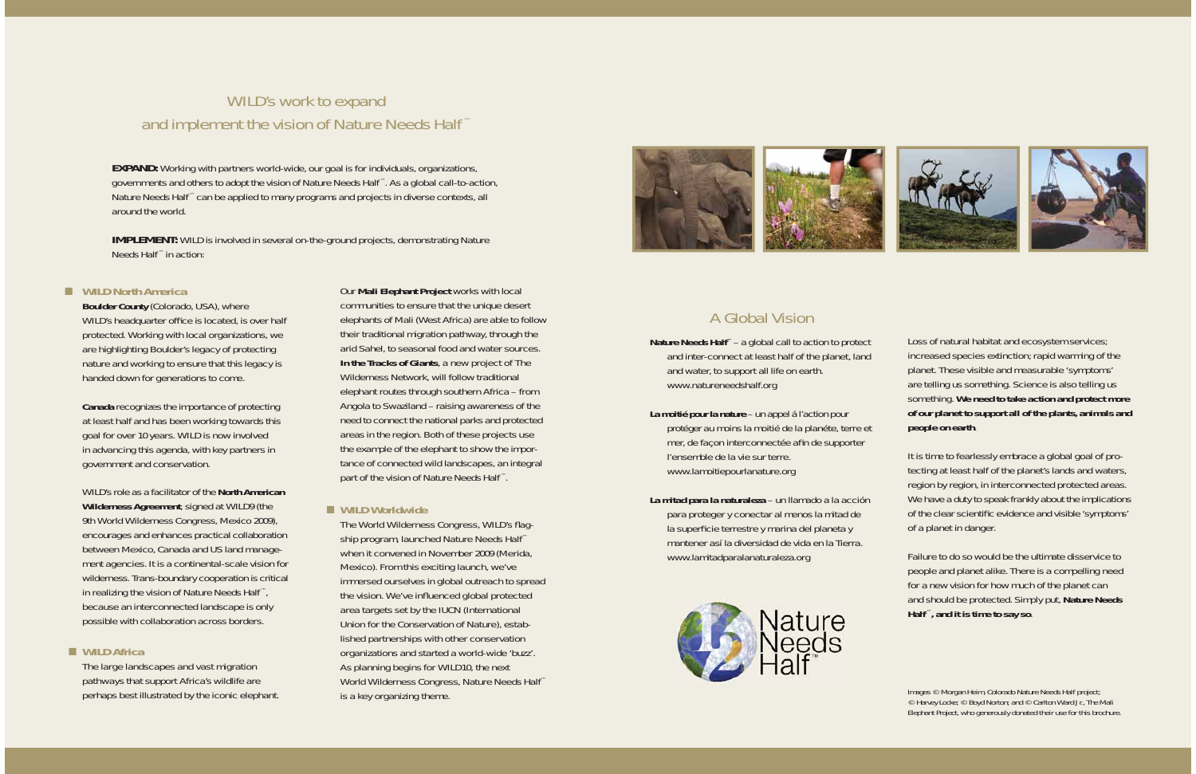## WILD's work to expand and implement the vision of Nature Needs Half™

**EXPAND:** Working with partners world-wide, our goal is for individuals, organizations, governments and others to adopt the vision of Nature Needs Half™. As a global call-to-action, Nature Needs Half™ can be applied to many programs and projects in diverse contexts, all around the world.

**IMPLEMENT:** WILD is involved in several on-the-ground projects, demonstrating Nature Needs Half™ in action:

### WILD North America

**Boulder County** (Colorado, USA), where WILD's headquarter office is located, is over half protected. Working with local organizations, we are highlighting Boulder's legacy of protecting nature and working to ensure that this legacy is handed down for generations to come.

**Canada** recognizes the importance of protecting at least half and has been working towards this goal for over 10 years. WILD is now involved in advancing this agenda, with key partners in government and conservation.

WILD's role as a facilitator of the **North American Wilderness Agreement**, signed at WILD9 (the 9th World Wilderness Congress, Mexico 2009), encourages and enhances practical collaboration between Mexico, Canada and US land management agencies. It is a continental-scale vision for wilderness. Trans-boundary cooperation is critical in realizing the vision of Nature Needs Half™, because an interconnected landscape is only possible with collaboration across borders.

### WILD Africa

The large landscapes and vast migration pathways that support Africa's wildlife are perhaps best illustrated by the iconic elephant.

Our **Mali Elephant Project** works with local communities to ensure that the unique desert elephants of Mali (West Africa) are able to follow their traditional migration pathway, through the arid Sahel, to seasonal food and water sources. **In the Tracks of Giants**, a new project of The Wilderness Network, will follow traditional elephant routes through southern Africa – from Angola to Swaziland – raising awareness of the need to connect the national parks and protected areas in the region. Both of these projects use the example of the elephant to show the importance of connected wild landscapes, an integral part of the vision of Nature Needs Half™.

### WILD Worldwide

The World Wilderness Congress, WILD's flagship program, launched Nature Needs Half™ when it convened in November 2009 (Merida, Mexico). From this exciting launch, we've immersed ourselves in global outreach to spread the vision. We've influenced global protected area targets set by the IUCN (International Union for the Conservation of Nature), established partnerships with other conservation organizations and started a world-wide 'buzz'. As planning begins for WILD10, the next World Wilderness Congress, Nature Needs Half™ is a key organizing theme.

## A Global Vision

**Nature Needs Half™** – a global call to action to protect and inter-connect at least half of the planet, land and water, to support all life on earth. www.natureneedshalf.org

**La moitié pour la nature** – un appel á l'action pour protéger au moins la moitié de la planète, terre et mer, de façon interconnectée afin de supporter l'ensemble de la vie sur terre. www.lamoitiepourlanature.org

**La mitad para la naturaleza** – un llamado a la acción para proteger y conectar al menos la mitad de la superficie terrestre y marina del planeta y mantener así la diversidad de vida en la Tierra. www.lamitadparalanaturaleza.org

Nature Needs Half™

Loss of natural habitat and ecosystem services; increased species extinction; rapid warming of the planet. These visible and measurable 'symptoms' are telling us something. Science is also telling us something. **We need to take action and protect more of our planet to support all of the plants, animals and people on earth.**

It is time to fearlessly embrace a global goal of protecting at least half of the planet's lands and waters, region by region, in interconnected protected areas. We have a duty to speak frankly about the implications of the clear scientific evidence and visible 'symptoms' of a planet in danger.

Failure to do so would be the ultimate disservice to people and planet alike. There is a compelling need for a new vision for how much of the planet can and should be protected. Simply put, **Nature Needs Half™, and it is time to say so.**

Images: © Morgan Heim, Colorado Nature Needs Half project; © Harvey Locke; © Boyd Norton; and © Carlton Ward Jr., The Mali Elephant Project, who generously donated their use for this brochure.